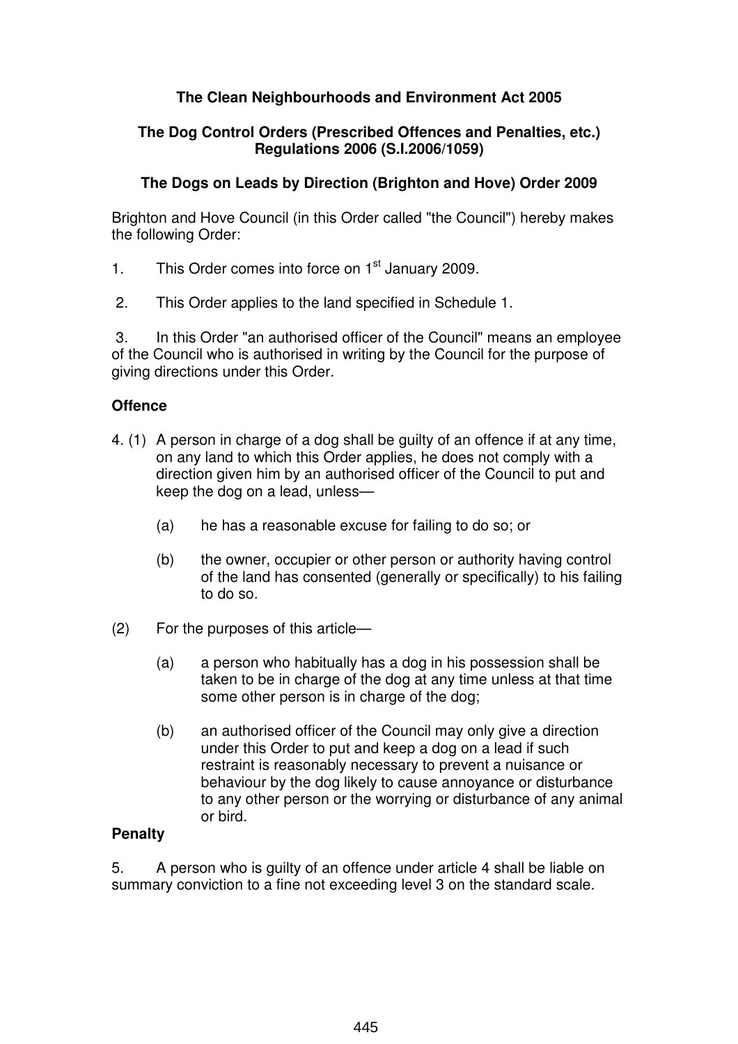**The Clean Neighbourhoods and Environment Act 2005**

**The Dog Control Orders (Prescribed Offences and Penalties, etc.) Regulations 2006 (S.I.2006/1059)**

**The Dogs on Leads by Direction (Brighton and Hove) Order 2009**

Brighton and Hove Council (in this Order called "the Council") hereby makes the following Order:

1. This Order comes into force on 1st January 2009.

2. This Order applies to the land specified in Schedule 1.

3. In this Order "an authorised officer of the Council" means an employee of the Council who is authorised in writing by the Council for the purpose of giving directions under this Order.

**Offence**

4. (1) A person in charge of a dog shall be guilty of an offence if at any time, on any land to which this Order applies, he does not comply with a direction given him by an authorised officer of the Council to put and keep the dog on a lead, unless—

   (a) he has a reasonable excuse for failing to do so; or

   (b) the owner, occupier or other person or authority having control of the land has consented (generally or specifically) to his failing to do so.

(2) For the purposes of this article—

   (a) a person who habitually has a dog in his possession shall be taken to be in charge of the dog at any time unless at that time some other person is in charge of the dog;

   (b) an authorised officer of the Council may only give a direction under this Order to put and keep a dog on a lead if such restraint is reasonably necessary to prevent a nuisance or behaviour by the dog likely to cause annoyance or disturbance to any other person or the worrying or disturbance of any animal or bird.

**Penalty**

5. A person who is guilty of an offence under article 4 shall be liable on summary conviction to a fine not exceeding level 3 on the standard scale.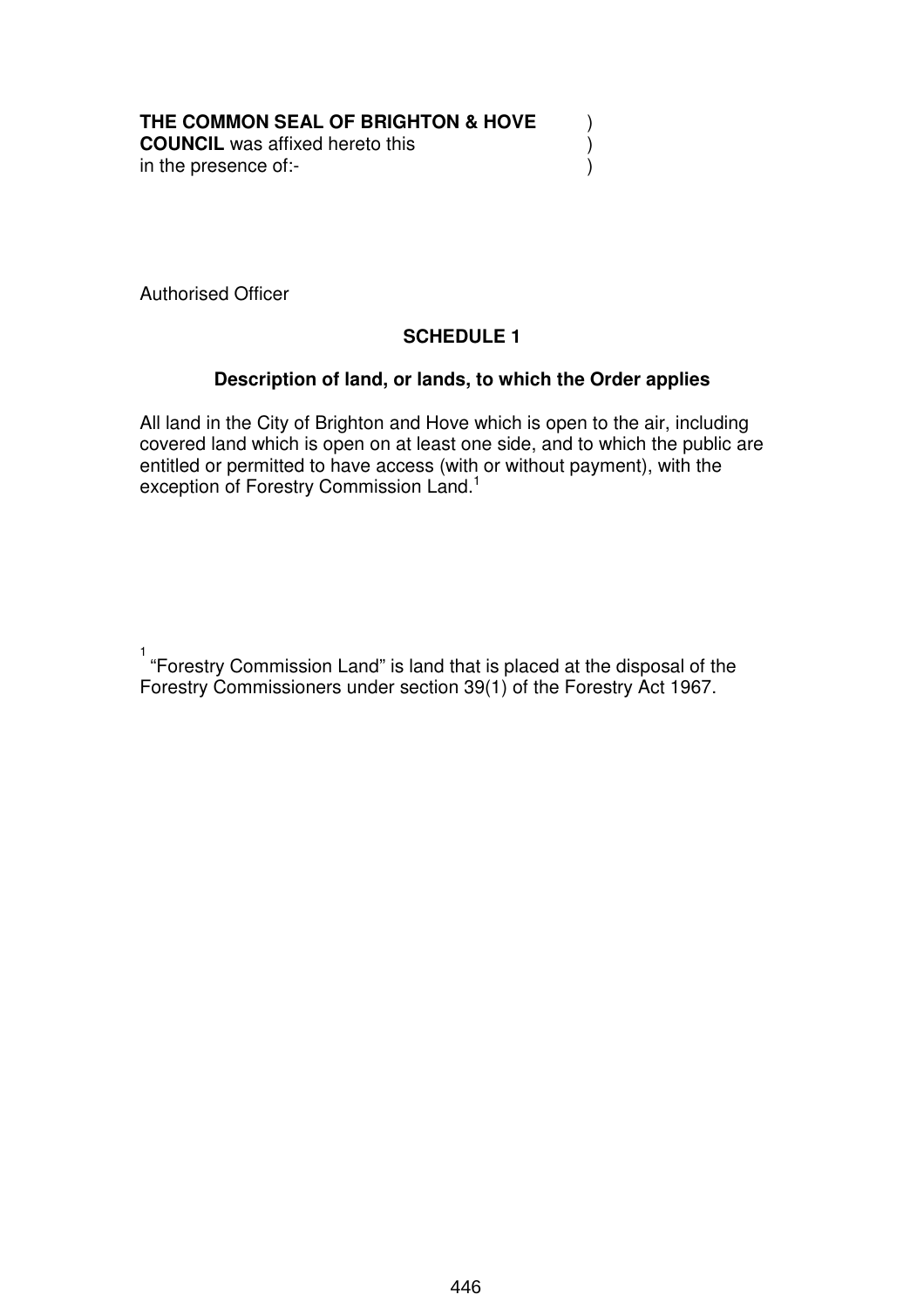**THE COMMON SEAL OF BRIGHTON & HOVE** )
**COUNCIL** was affixed hereto this )
in the presence of:- )

Authorised Officer

## SCHEDULE 1

### Description of land, or lands, to which the Order applies

All land in the City of Brighton and Hove which is open to the air, including covered land which is open on at least one side, and to which the public are entitled or permitted to have access (with or without payment), with the exception of Forestry Commission Land.[1]

[1] "Forestry Commission Land" is land that is placed at the disposal of the Forestry Commissioners under section 39(1) of the Forestry Act 1967.